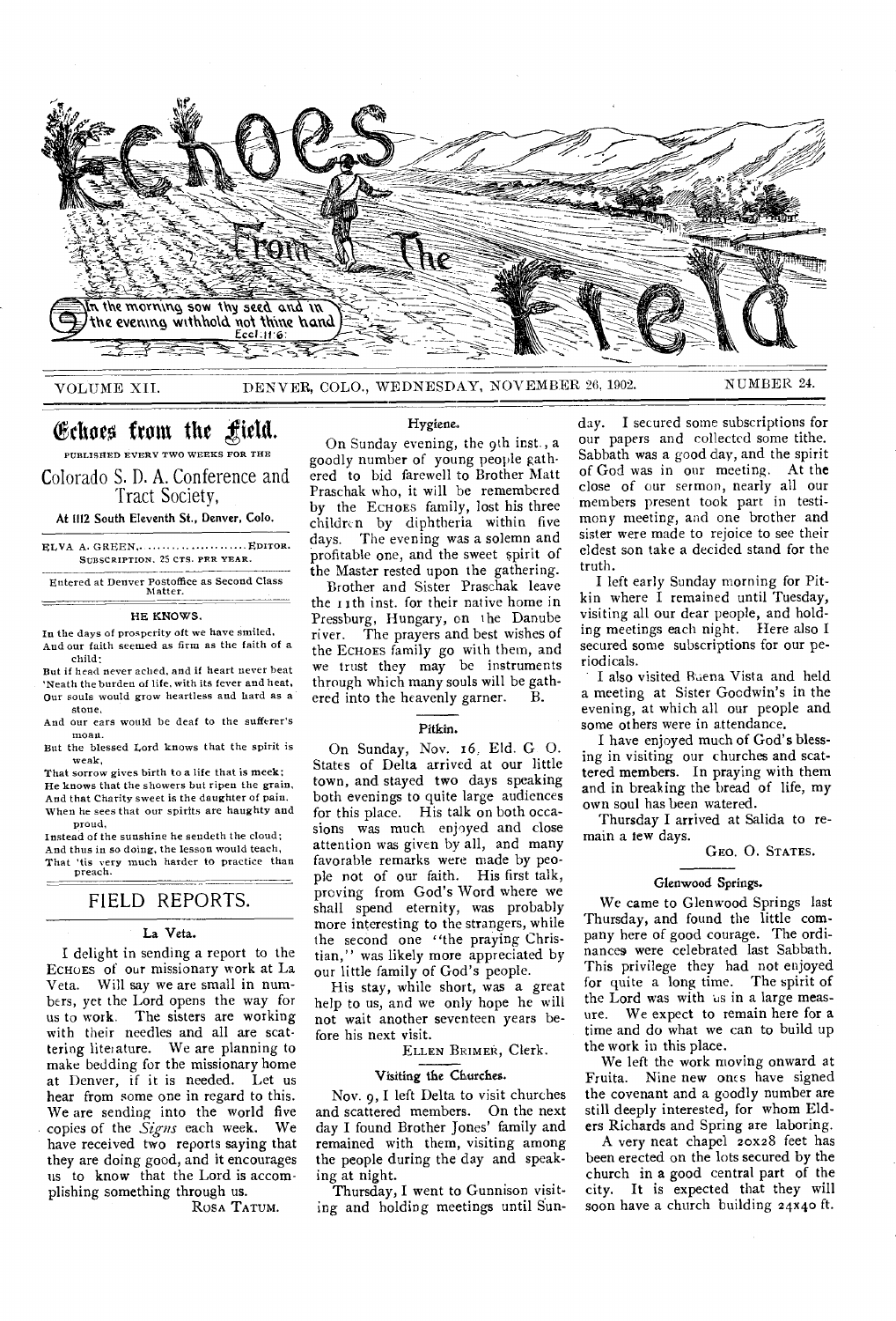# Echoes From The Field

In the morning sow thy seed and in the evening withhold not thine hand. Eccl. 11:6.

VOLUME XII. DENVER, COLO., WEDNESDAY, NOVEMBER 26, 1902. NUMBER 24.

## Echoes from the Field.

PUBLISHED EVERY TWO WEEKS FOR THE

Colorado S. D. A. Conference and Tract Society,

At 1112 South Eleventh St., Denver, Colo.

ELVA A. GREEN, .................... EDITOR.
SUBSCRIPTION, 25 CTS. PER YEAR.

Entered at Denver Postoffice as Second Class Matter.

### HE KNOWS.

In the days of prosperity oft we have smiled,
And our faith seemed as firm as the faith of a child;
But if head never ached, and if heart never beat
'Neath the burden of life, with its fever and heat,
Our souls would grow heartless and hard as a stone,
And our ears would be deaf to the sufferer's moan.
But the blessed Lord knows that the spirit is weak,
That sorrow gives birth to a life that is meek;
He knows that the showers but ripen the grain,
And that Charity sweet is the daughter of pain.
When he sees that our spirits are haughty and proud,
Instead of the sunshine he sendeth the cloud;
And thus in so doing, the lesson would teach,
That 'tis very much harder to practice than preach.

## FIELD REPORTS.

### La Veta.

I delight in sending a report to the ECHOES of our missionary work at La Veta. Will say we are small in numbers, yet the Lord opens the way for us to work. The sisters are working with their needles and all are scattering literature. We are planning to make bedding for the missionary home at Denver, if it is needed. Let us hear from some one in regard to this. We are sending into the world five copies of the *Signs* each week. We have received two reports saying that they are doing good, and it encourages us to know that the Lord is accomplishing something through us.

ROSA TATUM.

### Hygiene.

On Sunday evening, the 9th inst., a goodly number of young people gathered to bid farewell to Brother Matt Praschak who, it will be remembered by the ECHOES family, lost his three children by diphtheria within five days. The evening was a solemn and profitable one, and the sweet spirit of the Master rested upon the gathering.

Brother and Sister Praschak leave the 11th inst. for their native home in Pressburg, Hungary, on the Danube river. The prayers and best wishes of the ECHOES family go with them, and we trust they may be instruments through which many souls will be gathered into the heavenly garner. B.

### Pitkin.

On Sunday, Nov. 16, Eld. G. O. States of Delta arrived at our little town, and stayed two days speaking both evenings to quite large audiences for this place. His talk on both occasions was much enjoyed and close attention was given by all, and many favorable remarks were made by people not of our faith. His first talk, proving from God's Word where we shall spend eternity, was probably more interesting to the strangers, while the second one "the praying Christian," was likely more appreciated by our little family of God's people.

His stay, while short, was a great help to us, and we only hope he will not wait another seventeen years before his next visit.

ELLEN BRIMER, Clerk.

### Visiting the Churches.

Nov. 9, I left Delta to visit churches and scattered members. On the next day I found Brother Jones' family and remained with them, visiting among the people during the day and speaking at night.

Thursday, I went to Gunnison visiting and holding meetings until Sunday. I secured some subscriptions for our papers and collected some tithe. Sabbath was a good day, and the spirit of God was in our meeting. At the close of our sermon, nearly all our members present took part in testimony meeting, and one brother and sister were made to rejoice to see their eldest son take a decided stand for the truth.

I left early Sunday morning for Pitkin where I remained until Tuesday, visiting all our dear people, and holding meetings each night. Here also I secured some subscriptions for our periodicals.

I also visited Buena Vista and held a meeting at Sister Goodwin's in the evening, at which all our people and some others were in attendance.

I have enjoyed much of God's blessing in visiting our churches and scattered members. In praying with them and in breaking the bread of life, my own soul has been watered.

Thursday I arrived at Salida to remain a few days.

GEO. O. STATES.

### Glenwood Springs.

We came to Glenwood Springs last Thursday, and found the little company here of good courage. The ordinances were celebrated last Sabbath. This privilege they had not enjoyed for quite a long time. The spirit of the Lord was with us in a large measure. We expect to remain here for a time and do what we can to build up the work in this place.

We left the work moving onward at Fruita. Nine new ones have signed the covenant and a goodly number are still deeply interested, for whom Elders Richards and Spring are laboring.

A very neat chapel 20x28 feet has been erected on the lots secured by the church in a good central part of the city. It is expected that they will soon have a church building 24x40 ft.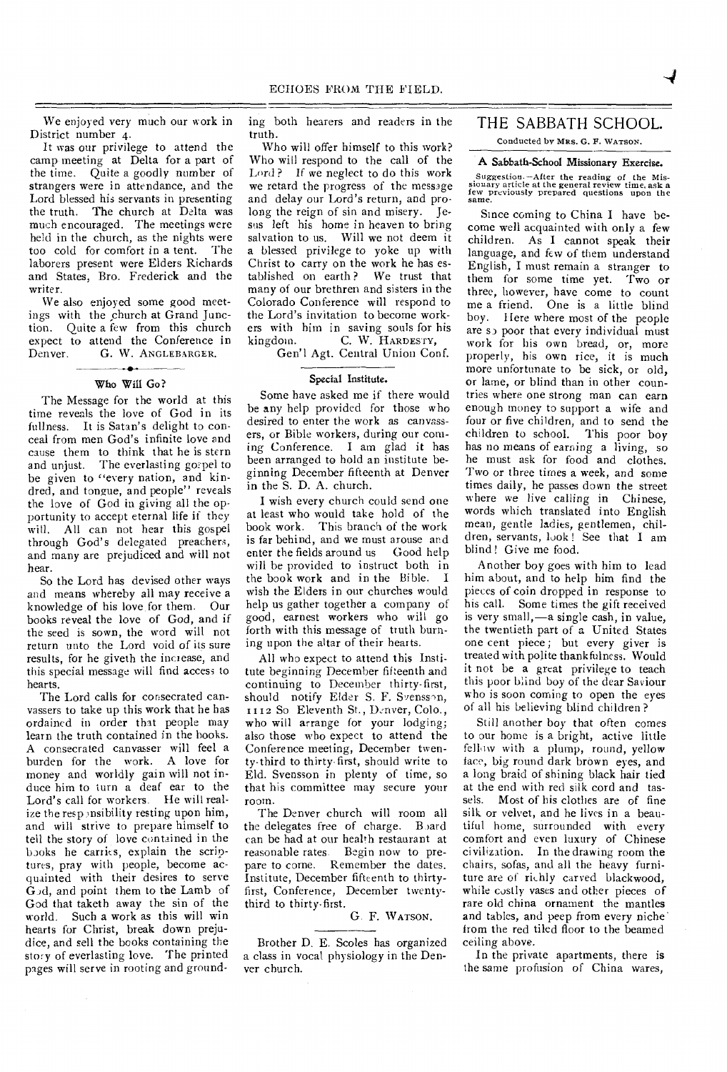We enjoyed very much our work in District number 4.

It was our privilege to attend the camp meeting at Delta for a part of the time. Quite a goodly number of strangers were in attendance, and the Lord blessed his servants in presenting the truth. The church at Delta was much encouraged. The meetings were held in the church, as the nights were too cold for comfort in a tent. The laborers present were Elders Richards and States, Bro. Frederick and the writer.

We also enjoyed some good meetings with the church at Grand Junction. Quite a few from this church expect to attend the Conference in Denver. G. W. ANGLEBARGER.

### Who Will Go?

The Message for the world at this time reveals the love of God in its fullness. It is Satan's delight to conceal from men God's infinite love and cause them to think that he is stern and unjust. The everlasting gospel to be given to "every nation, and kindred, and tongue, and people" reveals the love of God in giving all the opportunity to accept eternal life if they will. All can not hear this gospel through God's delegated preachers, and many are prejudiced and will not hear.

So the Lord has devised other ways and means whereby all may receive a knowledge of his love for them. Our books reveal the love of God, and if the seed is sown, the word will not return unto the Lord void of its sure results, for he giveth the increase, and this special message will find access to hearts.

The Lord calls for consecrated canvassers to take up this work that he has ordained in order that people may learn the truth contained in the books. A consecrated canvasser will feel a burden for the work. A love for money and worldly gain will not induce him to turn a deaf ear to the Lord's call for workers. He will realize the responsibility resting upon him, and will strive to prepare himself to tell the story of love contained in the books he carries, explain the scriptures, pray with people, become acquainted with their desires to serve God, and point them to the Lamb of God that taketh away the sin of the world. Such a work as this will win hearts for Christ, break down prejudice, and sell the books containing the story of everlasting love. The printed pages will serve in rooting and grounding both hearers and readers in the truth.

Who will offer himself to this work? Who will respond to the call of the Lord? If we neglect to do this work we retard the progress of the message and delay our Lord's return, and prolong the reign of sin and misery. Jesus left his home in heaven to bring salvation to us. Will we not deem it a blessed privilege to yoke up with Christ to carry on the work he has established on earth? We trust that many of our brethren and sisters in the Colorado Conference will respond to the Lord's invitation to become workers with him in saving souls for his kingdom. C. W. HARDESTY,

Gen'l Agt. Central Union Conf.

### Special Institute.

Some have asked me if there would be any help provided for those who desired to enter the work as canvassers, or Bible workers, during our coming Conference. I am glad it has been arranged to hold an institute beginning December fifteenth at Denver in the S. D. A. church.

I wish every church could send one at least who would take hold of the book work. This branch of the work is far behind, and we must arouse and enter the fields around us Good help will be provided to instruct both in the book work and in the Bible. I wish the Elders in our churches would help us gather together a company of good, earnest workers who will go forth with this message of truth burning upon the altar of their hearts.

All who expect to attend this Institute beginning December fifteenth and continuing to December thirty-first, should notify Elder S. F. Svensson, 1112 So Eleventh St., Denver, Colo., who will arrange for your lodging; also those who expect to attend the Conference meeting, December twenty-third to thirty-first, should write to Eld. Svensson in plenty of time, so that his committee may secure your room.

The Denver church will room all the delegates free of charge. Board can be had at our health restaurant at reasonable rates. Begin now to prepare to come. Remember the dates. Institute, December fifteenth to thirty-first, Conference, December twenty-third to thirty-first.

G. F. WATSON.

Brother D. E. Scoles has organized a class in vocal physiology in the Denver church.

## THE SABBATH SCHOOL.

Conducted by MRS. G. F. WATSON.

### A Sabbath-School Missionary Exercise.

Suggestion.—After the reading of the Missionary article at the general review time, ask a few previously prepared questions upon the same.

Since coming to China I have become well acquainted with only a few children. As I cannot speak their language, and few of them understand English, I must remain a stranger to them for some time yet. Two or three, however, have come to count me a friend. One is a little blind boy. Here where most of the people are so poor that every individual must work for his own bread, or, more properly, his own rice, it is much more unfortunate to be sick, or old, or lame, or blind than in other countries where one strong man can earn enough money to support a wife and four or five children, and to send the children to school. This poor boy has no means of earning a living, so he must ask for food and clothes. Two or three times a week, and some times daily, he passes down the street where we live calling in Chinese, words which translated into English mean, gentle ladies, gentlemen, children, servants, look! See that I am blind! Give me food.

Another boy goes with him to lead him about, and to help him find the pieces of coin dropped in response to his call. Some times the gift received is very small,—a single cash, in value, the twentieth part of a United States one cent piece; but every giver is treated with polite thankfulness. Would it not be a great privilege to teach this poor blind boy of the dear Saviour who is soon coming to open the eyes of all his believing blind children?

Still another boy that often comes to our home is a bright, active little fellow with a plump, round, yellow face, big round dark brown eyes, and a long braid of shining black hair tied at the end with red silk cord and tassels. Most of his clothes are of fine silk or velvet, and he lives in a beautiful home, surrounded with every comfort and even luxury of Chinese civilization. In the drawing room the chairs, sofas, and all the heavy furniture are of richly carved blackwood, while costly vases and other pieces of rare old china ornament the mantles and tables, and peep from every niche from the red tiled floor to the beamed ceiling above.

In the private apartments, there is the same profusion of China wares,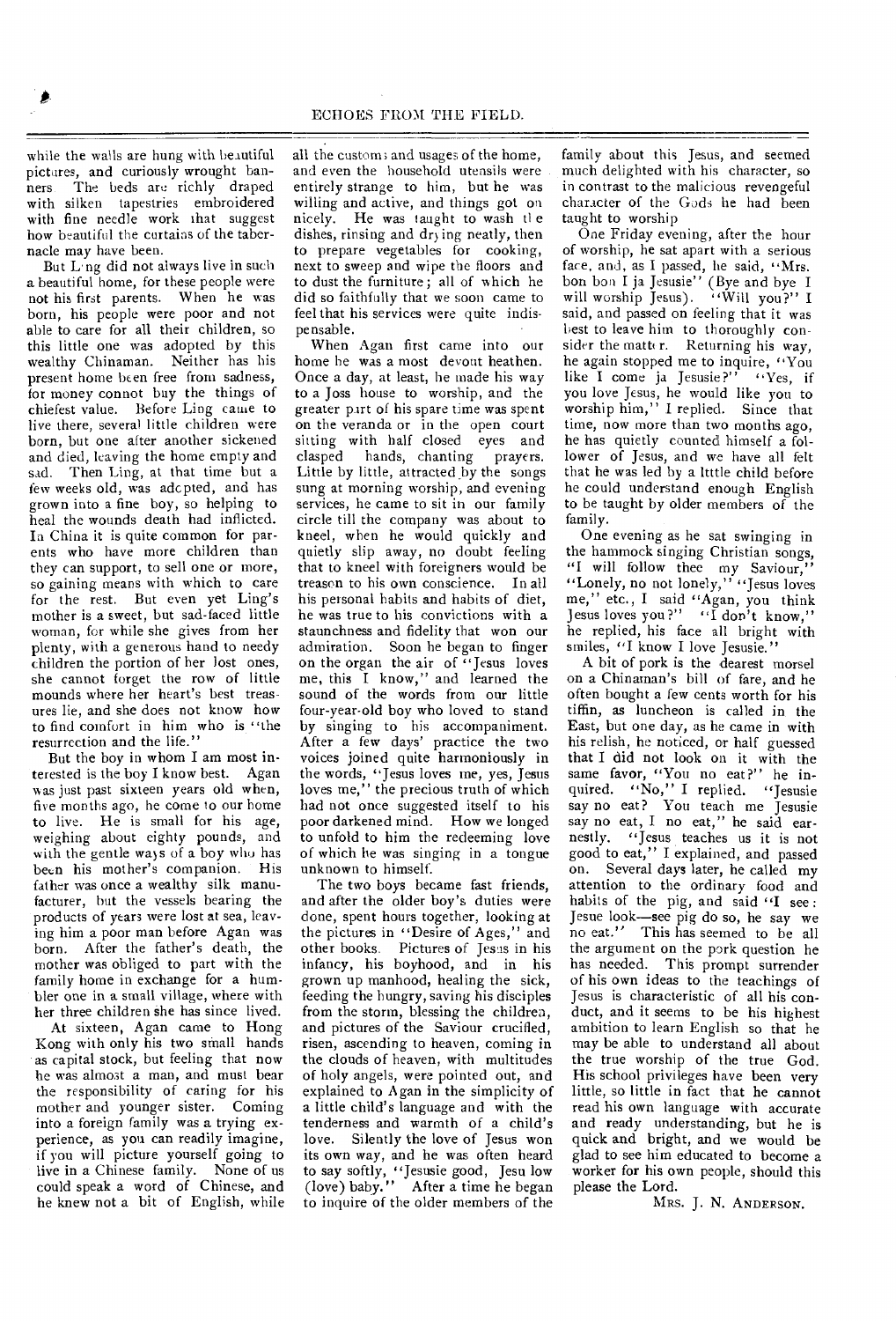while the walls are hung with beautiful pictures, and curiously wrought banners. The beds are richly draped with silken tapestries embroidered with fine needle work that suggest how beautiful the curtains of the tabernacle may have been.

But Ling did not always live in such a beautiful home, for these people were not his first parents. When he was born, his people were poor and not able to care for all their children, so this little one was adopted by this wealthy Chinaman. Neither has his present home been free from sadness, for money connot buy the things of chiefest value. Before Ling came to live there, several little children were born, but one after another sickened and died, leaving the home empty and sad. Then Ling, at that time but a few weeks old, was adopted, and has grown into a fine boy, so helping to heal the wounds death had inflicted. In China it is quite common for parents who have more children than they can support, to sell one or more, so gaining means with which to care for the rest. But even yet Ling's mother is a sweet, but sad-faced little woman, for while she gives from her plenty, with a generous hand to needy children the portion of her lost ones, she cannot forget the row of little mounds where her heart's best treasures lie, and she does not know how to find comfort in him who is "the resurrection and the life."

But the boy in whom I am most interested is the boy I know best. Agan was just past sixteen years old when, five months ago, he come to our home to live. He is small for his age, weighing about eighty pounds, and with the gentle ways of a boy who has been his mother's companion. His father was once a wealthy silk manufacturer, but the vessels bearing the products of years were lost at sea, leaving him a poor man before Agan was born. After the father's death, the mother was obliged to part with the family home in exchange for a humbler one in a small village, where with her three children she has since lived.

At sixteen, Agan came to Hong Kong with only his two small hands as capital stock, but feeling that now he was almost a man, and must bear the responsibility of caring for his mother and younger sister. Coming into a foreign family was a trying experience, as you can readily imagine, if you will picture yourself going to live in a Chinese family. None of us could speak a word of Chinese, and he knew not a bit of English, while all the customs and usages of the home, and even the household utensils were entirely strange to him, but he was willing and active, and things got on nicely. He was taught to wash the dishes, rinsing and drying neatly, then to prepare vegetables for cooking, next to sweep and wipe the floors and to dust the furniture; all of which he did so faithfully that we soon came to feel that his services were quite indispensable.

When Agan first came into our home he was a most devout heathen. Once a day, at least, he made his way to a Joss house to worship, and the greater part of his spare time was spent on the veranda or in the open court sitting with half closed eyes and clasped hands, chanting prayers. Little by little, attracted by the songs sung at morning worship, and evening services, he came to sit in our family circle till the company was about to kneel, when he would quickly and quietly slip away, no doubt feeling that to kneel with foreigners would be treason to his own conscience. In all his personal habits and habits of diet, he was true to his convictions with a staunchness and fidelity that won our admiration. Soon he began to finger on the organ the air of "Jesus loves me, this I know," and learned the sound of the words from our little four-year-old boy who loved to stand by singing to his accompaniment. After a few days' practice the two voices joined quite harmoniously in the words, "Jesus loves me, yes, Jesus loves me," the precious truth of which had not once suggested itself to his poor darkened mind. How we longed to unfold to him the redeeming love of which he was singing in a tongue unknown to himself.

The two boys became fast friends, and after the older boy's duties were done, spent hours together, looking at the pictures in "Desire of Ages," and other books. Pictures of Jesus in his infancy, his boyhood, and in his grown up manhood, healing the sick, feeding the hungry, saving his disciples from the storm, blessing the children, and pictures of the Saviour crucified, risen, ascending to heaven, coming in the clouds of heaven, with multitudes of holy angels, were pointed out, and explained to Agan in the simplicity of a little child's language and with the tenderness and warmth of a child's love. Silently the love of Jesus won its own way, and he was often heard to say softly, "Jesusie good, Jesu low (love) baby." After a time he began to inquire of the older members of the family about this Jesus, and seemed much delighted with his character, so in contrast to the malicious revengeful character of the Gods he had been taught to worship

One Friday evening, after the hour of worship, he sat apart with a serious face, and, as I passed, he said, "Mrs. bon bon I ja Jesusie" (Bye and bye I will worship Jesus). "Will you?" I said, and passed on feeling that it was best to leave him to thoroughly consider the matter. Returning his way, he again stopped me to inquire, "You like I come ja Jesusie?" "Yes, if you love Jesus, he would like you to worship him," I replied. Since that time, now more than two months ago, he has quietly counted himself a follower of Jesus, and we have all felt that he was led by a little child before he could understand enough English to be taught by older members of the family.

One evening as he sat swinging in the hammock singing Christian songs, "I will follow thee my Saviour," "Lonely, no not lonely," "Jesus loves me," etc., I said "Agan, you think Jesus loves you?" "I don't know," he replied, his face all bright with smiles, "I know I love Jesusie."

A bit of pork is the dearest morsel on a Chinaman's bill of fare, and he often bought a few cents worth for his tiffin, as luncheon is called in the East, but one day, as he came in with his relish, he noticed, or half guessed that I did not look on it with the same favor, "You no eat?" he inquired. "No," I replied. "Jesusie say no eat? You teach me Jesusie say no eat, I no eat," he said earnestly. "Jesus teaches us it is not good to eat," I explained, and passed on. Several days later, he called my attention to the ordinary food and habits of the pig, and said "I see: Jesue look—see pig do so, he say we no eat." This has seemed to be all the argument on the pork question he has needed. This prompt surrender of his own ideas to the teachings of Jesus is characteristic of all his conduct, and it seems to be his highest ambition to learn English so that he may be able to understand all about the true worship of the true God. His school privileges have been very little, so little in fact that he cannot read his own language with accurate and ready understanding, but he is quick and bright, and we would be glad to see him educated to become a worker for his own people, should this please the Lord.

MRS. J. N. ANDERSON.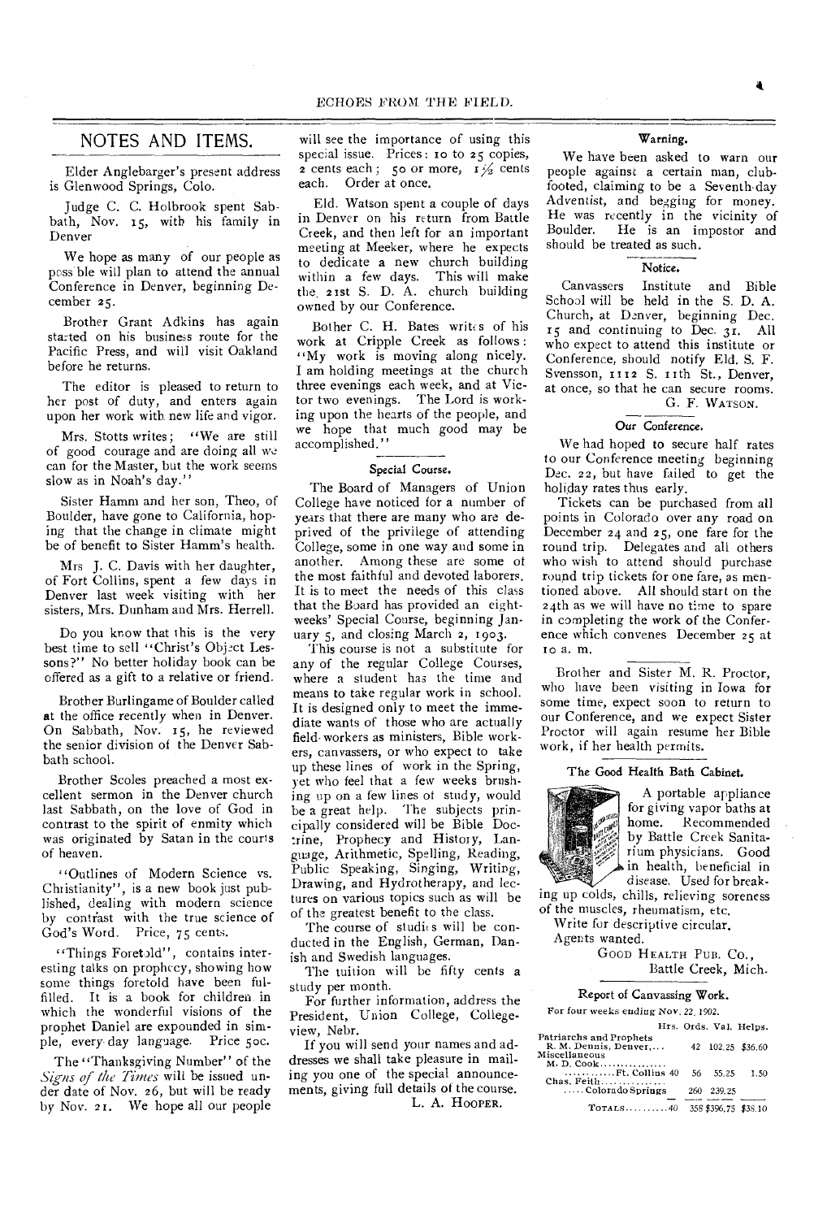## NOTES AND ITEMS.

Elder Anglebarger's present address is Glenwood Springs, Colo.

Judge C. C. Holbrook spent Sabbath, Nov. 15, with his family in Denver

We hope as many of our people as possible will plan to attend the annual Conference in Denver, beginning December 25.

Brother Grant Adkins has again started on his business route for the Pacific Press, and will visit Oakland before he returns.

The editor is pleased to return to her post of duty, and enters again upon her work with new life and vigor.

Mrs. Stotts writes; "We are still of good courage and are doing all we can for the Master, but the work seems slow as in Noah's day."

Sister Hamm and her son, Theo, of Boulder, have gone to California, hoping that the change in climate might be of benefit to Sister Hamm's health.

Mrs J. C. Davis with her daughter, of Fort Collins, spent a few days in Denver last week visiting with her sisters, Mrs. Dunham and Mrs. Herrell.

Do you know that this is the very best time to sell "Christ's Object Lessons?" No better holiday book can be offered as a gift to a relative or friend.

Brother Burlingame of Boulder called at the office recently when in Denver. On Sabbath, Nov. 15, he reviewed the senior division of the Denver Sabbath school.

Brother Scoles preached a most excellent sermon in the Denver church last Sabbath, on the love of God in contrast to the spirit of enmity which was originated by Satan in the courts of heaven.

"Outlines of Modern Science vs. Christianity", is a new book just published, dealing with modern science by contrast with the true science of God's Word. Price, 75 cents.

"Things Foretold", contains interesting talks on prophecy, showing how some things foretold have been fulfilled. It is a book for children in which the wonderful visions of the prophet Daniel are expounded in simple, every-day language. Price 50c.

The "Thanksgiving Number" of the *Signs of the Times* will be issued under date of Nov. 26, but will be ready by Nov. 21. We hope all our people will see the importance of using this special issue. Prices: 10 to 25 copies, 2 cents each; 50 or more, 1½ cents each. Order at once.

Eld. Watson spent a couple of days in Denver on his return from Battle Creek, and then left for an important meeting at Meeker, where he expects to dedicate a new church building within a few days. This will make the 21st S. D. A. church building owned by our Conference.

Bother C. H. Bates writes of his work at Cripple Creek as follows: "My work is moving along nicely. I am holding meetings at the church three evenings each week, and at Victor two evenings. The Lord is working upon the hearts of the people, and we hope that much good may be accomplished."

### Special Course.

The Board of Managers of Union College have noticed for a number of years that there are many who are deprived of the privilege of attending College, some in one way and some in another. Among these are some of the most faithful and devoted laborers. It is to meet the needs of this class that the Board has provided an eight-weeks' Special Course, beginning January 5, and closing March 2, 1903.

This course is not a substitute for any of the regular College Courses, where a student has the time and means to take regular work in school. It is designed only to meet the immediate wants of those who are actually field-workers as ministers, Bible workers, canvassers, or who expect to take up these lines of work in the Spring, yet who feel that a few weeks brushing up on a few lines of study, would be a great help. The subjects principally considered will be Bible Doctrine, Prophecy and History, Language, Arithmetic, Spelling, Reading, Public Speaking, Singing, Writing, Drawing, and Hydrotherapy, and lectures on various topics such as will be of the greatest benefit to the class.

The course of studies will be conducted in the English, German, Danish and Swedish languages.

The tuition will be fifty cents a study per month.

For further information, address the President, Union College, College-view, Nebr.

If you will send your names and addresses we shall take pleasure in mailing you one of the special announcements, giving full details of the course.

L. A. HOOPER.

### Warning.

We have been asked to warn our people against a certain man, club-footed, claiming to be a Seventh-day Adventist, and begging for money. He was recently in the vicinity of Boulder. He is an impostor and should be treated as such.

### Notice.

Canvassers Institute and Bible School will be held in the S. D. A. Church, at Denver, beginning Dec. 15 and continuing to Dec. 31. All who expect to attend this institute or Conference, should notify Eld. S. F. Svensson, 1112 S. 11th St., Denver, at once, so that he can secure rooms.

G. F. WATSON.

### Our Conference.

We had hoped to secure half rates to our Conference meeting beginning Dec. 22, but have failed to get the holiday rates thus early.

Tickets can be purchased from all points in Colorado over any road on December 24 and 25, one fare for the round trip. Delegates and all others who wish to attend should purchase round trip tickets for one fare, as mentioned above. All should start on the 24th as we will have no time to spare in completing the work of the Conference which convenes December 25 at 10 a. m.

Brother and Sister M. R. Proctor, who have been visiting in Iowa for some time, expect soon to return to our Conference, and we expect Sister Proctor will again resume her Bible work, if her health permits.

### The Good Health Bath Cabinet.

A portable appliance for giving vapor baths at home. Recommended by Battle Creek Sanitarium physicians. Good in health, beneficial in disease. Used for breaking up colds, chills, relieving soreness of the muscles, rheumatism, etc.

Write for descriptive circular.

Agents wanted.

GOOD HEALTH PUB. CO.,
Battle Creek, Mich.

### Report of Canvassing Work.

For four weeks ending Nov. 22, 1902.

| | Hrs. | Ords. | Val. | Helps. |
|---|---|---|---|---|
| Patriarchs and Prophets | | | | |
| R. M. Dennis, Denver,... | | 42 | 102.25 | $36.60 |
| Miscellaneous | | | | |
| M. D. Cook............Ft. Collins | 40 | 56 | 55.25 | 1.50 |
| Chas. Feith.....Colorado Springs | | 260 | 239.25 | |
| TOTALS.......... | 40 | 358 | $396.75 | $38.10 |